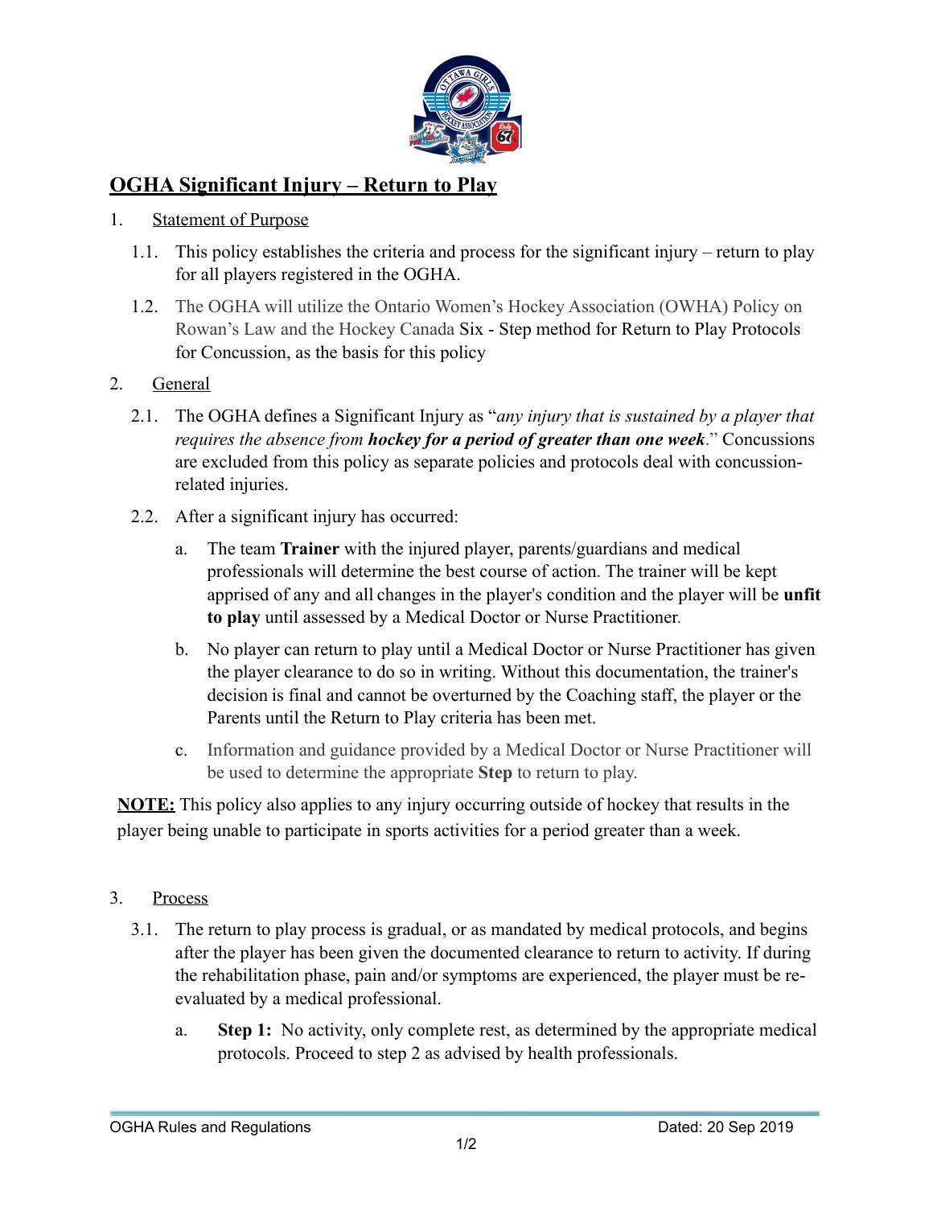# OGHA Significant Injury – Return to Play

1. Statement of Purpose

   1.1. This policy establishes the criteria and process for the significant injury – return to play for all players registered in the OGHA.

   1.2. The OGHA will utilize the Ontario Women's Hockey Association (OWHA) Policy on Rowan's Law and the Hockey Canada Six - Step method for Return to Play Protocols for Concussion, as the basis for this policy

2. General

   2.1. The OGHA defines a Significant Injury as "*any injury that is sustained by a player that requires the absence from* ***hockey for a period of greater than one week***." Concussions are excluded from this policy as separate policies and protocols deal with concussion-related injuries.

   2.2. After a significant injury has occurred:

      a. The team **Trainer** with the injured player, parents/guardians and medical professionals will determine the best course of action. The trainer will be kept apprised of any and all changes in the player's condition and the player will be **unfit to play** until assessed by a Medical Doctor or Nurse Practitioner.

      b. No player can return to play until a Medical Doctor or Nurse Practitioner has given the player clearance to do so in writing. Without this documentation, the trainer's decision is final and cannot be overturned by the Coaching staff, the player or the Parents until the Return to Play criteria has been met.

      c. Information and guidance provided by a Medical Doctor or Nurse Practitioner will be used to determine the appropriate **Step** to return to play.

**NOTE:** This policy also applies to any injury occurring outside of hockey that results in the player being unable to participate in sports activities for a period greater than a week.

3. Process

   3.1. The return to play process is gradual, or as mandated by medical protocols, and begins after the player has been given the documented clearance to return to activity. If during the rehabilitation phase, pain and/or symptoms are experienced, the player must be re-evaluated by a medical professional.

      a. **Step 1:** No activity, only complete rest, as determined by the appropriate medical protocols. Proceed to step 2 as advised by health professionals.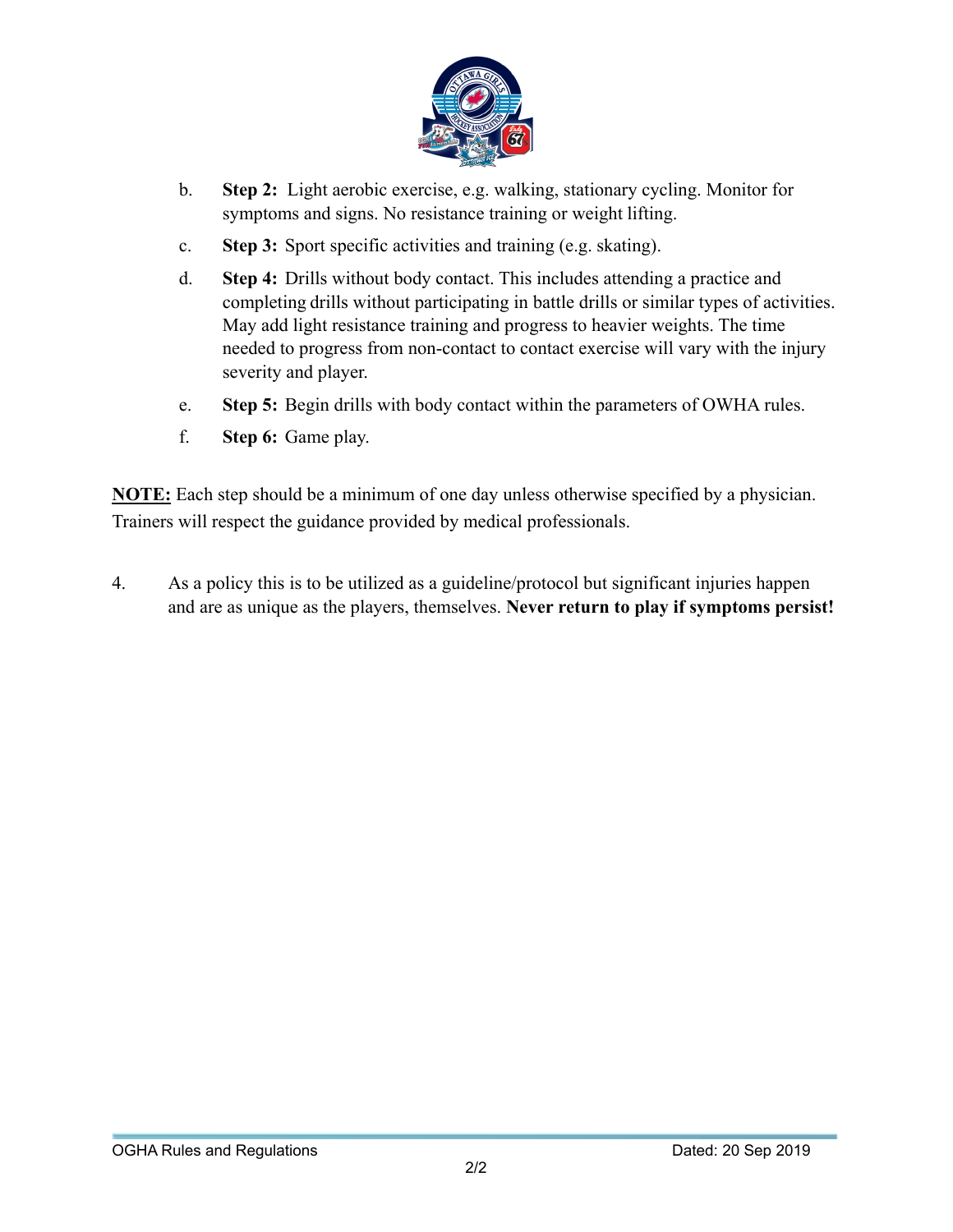b. **Step 2:** Light aerobic exercise, e.g. walking, stationary cycling. Monitor for symptoms and signs. No resistance training or weight lifting.

c. **Step 3:** Sport specific activities and training (e.g. skating).

d. **Step 4:** Drills without body contact. This includes attending a practice and completing drills without participating in battle drills or similar types of activities. May add light resistance training and progress to heavier weights. The time needed to progress from non-contact to contact exercise will vary with the injury severity and player.

e. **Step 5:** Begin drills with body contact within the parameters of OWHA rules.

f. **Step 6:** Game play.

**<u>NOTE:</u>** Each step should be a minimum of one day unless otherwise specified by a physician. Trainers will respect the guidance provided by medical professionals.

4. As a policy this is to be utilized as a guideline/protocol but significant injuries happen and are as unique as the players, themselves. **Never return to play if symptoms persist!**